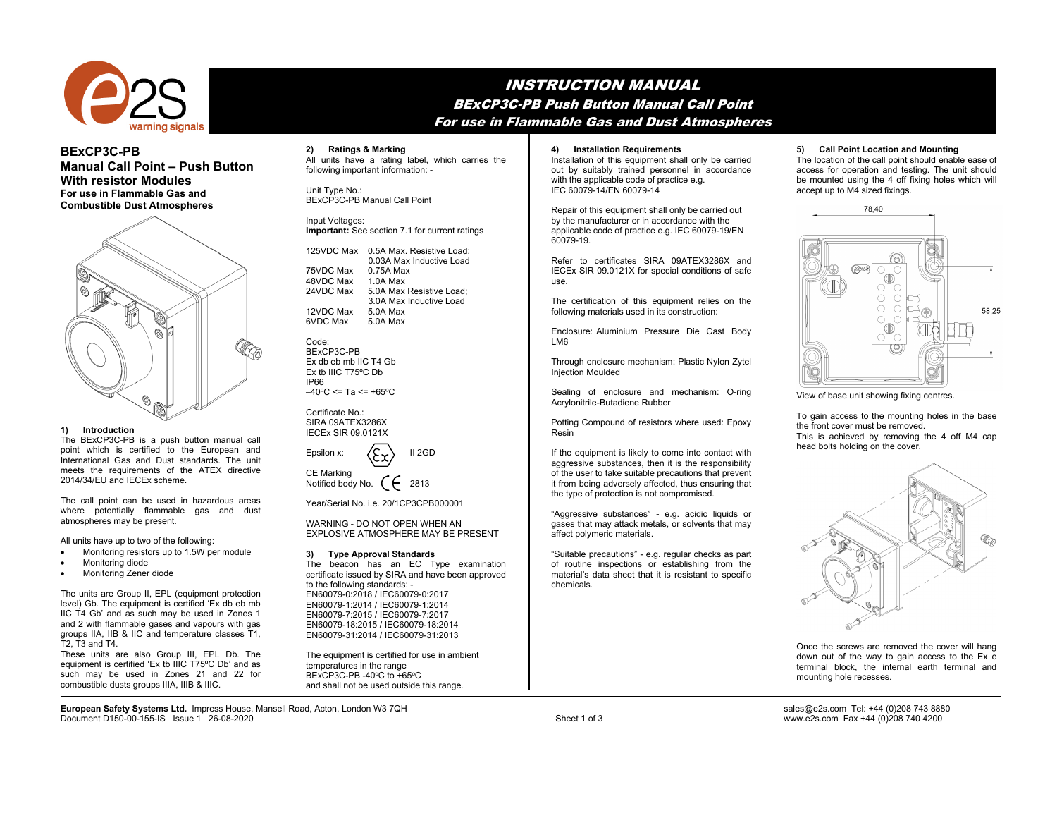# INSTRUCTION MANUAL

## BExCP3C-PB Push Button Manual Call Point

## For use in Flammable Gas and Dust Atmospheres

**BExCP3C-PB**
**Manual Call Point – Push Button**
**With resistor Modules**
**For use in Flammable Gas and Combustible Dust Atmospheres**

### 1) Introduction

The BExCP3C-PB is a push button manual call point which is certified to the European and International Gas and Dust standards. The unit meets the requirements of the ATEX directive 2014/34/EU and IECEx scheme.

The call point can be used in hazardous areas where potentially flammable gas and dust atmospheres may be present.

All units have up to two of the following:

- Monitoring resistors up to 1.5W per module
- Monitoring diode
- Monitoring Zener diode

The units are Group II, EPL (equipment protection level) Gb. The equipment is certified 'Ex db eb mb IIC T4 Gb' and as such may be used in Zones 1 and 2 with flammable gases and vapours with gas groups IIA, IIB & IIC and temperature classes T1, T2, T3 and T4.

These units are also Group III, EPL Db. The equipment is certified 'Ex tb IIIC T75ºC Db' and as such may be used in Zones 21 and 22 for combustible dusts groups IIIA, IIIB & IIIC.

### 2) Ratings & Marking

All units have a rating label, which carries the following important information: -

Unit Type No.:
BExCP3C-PB Manual Call Point

Input Voltages:
**Important:** See section 7.1 for current ratings

| | |
|---|---|
| 125VDC Max | 0.5A Max. Resistive Load; 0.03A Max Inductive Load |
| 75VDC Max | 0.75A Max |
| 48VDC Max | 1.0A Max |
| 24VDC Max | 5.0A Max Resistive Load; 3.0A Max Inductive Load |
| 12VDC Max | 5.0A Max |
| 6VDC Max | 5.0A Max |

Code:
BExCP3C-PB
Ex db eb mb IIC T4 Gb
Ex tb IIIC T75ºC Db
IP66
–40ºC <= Ta <= +65ºC

Certificate No.:
SIRA 09ATEX3286X
IECEx SIR 09.0121X

Epsilon x: II 2GD

CE Marking
Notified body No. 2813

Year/Serial No. i.e. 20/1CP3CPB000001

WARNING - DO NOT OPEN WHEN AN EXPLOSIVE ATMOSPHERE MAY BE PRESENT

### 3) Type Approval Standards

The beacon has an EC Type examination certificate issued by SIRA and have been approved to the following standards: -
EN60079-0:2018 / IEC60079-0:2017
EN60079-1:2014 / IEC60079-1:2014
EN60079-7:2015 / IEC60079-7:2017
EN60079-18:2015 / IEC60079-18:2014
EN60079-31:2014 / IEC60079-31:2013

The equipment is certified for use in ambient temperatures in the range
BExCP3C-PB -40ºC to +65ºC
and shall not be used outside this range.

### 4) Installation Requirements

Installation of this equipment shall only be carried out by suitably trained personnel in accordance with the applicable code of practice e.g. IEC 60079-14/EN 60079-14

Repair of this equipment shall only be carried out by the manufacturer or in accordance with the applicable code of practice e.g. IEC 60079-19/EN 60079-19.

Refer to certificates SIRA 09ATEX3286X and IECEx SIR 09.0121X for special conditions of safe use.

The certification of this equipment relies on the following materials used in its construction:

Enclosure: Aluminium Pressure Die Cast Body LM6

Through enclosure mechanism: Plastic Nylon Zytel Injection Moulded

Sealing of enclosure and mechanism: O-ring Acrylonitrile-Butadiene Rubber

Potting Compound of resistors where used: Epoxy Resin

If the equipment is likely to come into contact with aggressive substances, then it is the responsibility of the user to take suitable precautions that prevent it from being adversely affected, thus ensuring that the type of protection is not compromised.

"Aggressive substances" - e.g. acidic liquids or gases that may attack metals, or solvents that may affect polymeric materials.

"Suitable precautions" - e.g. regular checks as part of routine inspections or establishing from the material's data sheet that it is resistant to specific chemicals.

### 5) Call Point Location and Mounting

The location of the call point should enable ease of access for operation and testing. The unit should be mounted using the 4 off fixing holes which will accept up to M4 sized fixings.

78,40
58,25

View of base unit showing fixing centres.

To gain access to the mounting holes in the base the front cover must be removed.
This is achieved by removing the 4 off M4 cap head bolts holding on the cover.

Once the screws are removed the cover will hang down out of the way to gain access to the Ex e terminal block, the internal earth terminal and mounting hole recesses.

**European Safety Systems Ltd.** Impress House, Mansell Road, Acton, London W3 7QH
Document D150-00-155-IS Issue 1 26-08-2020
sales@e2s.com Tel: +44 (0)208 743 8880
www.e2s.com Fax +44 (0)208 740 4200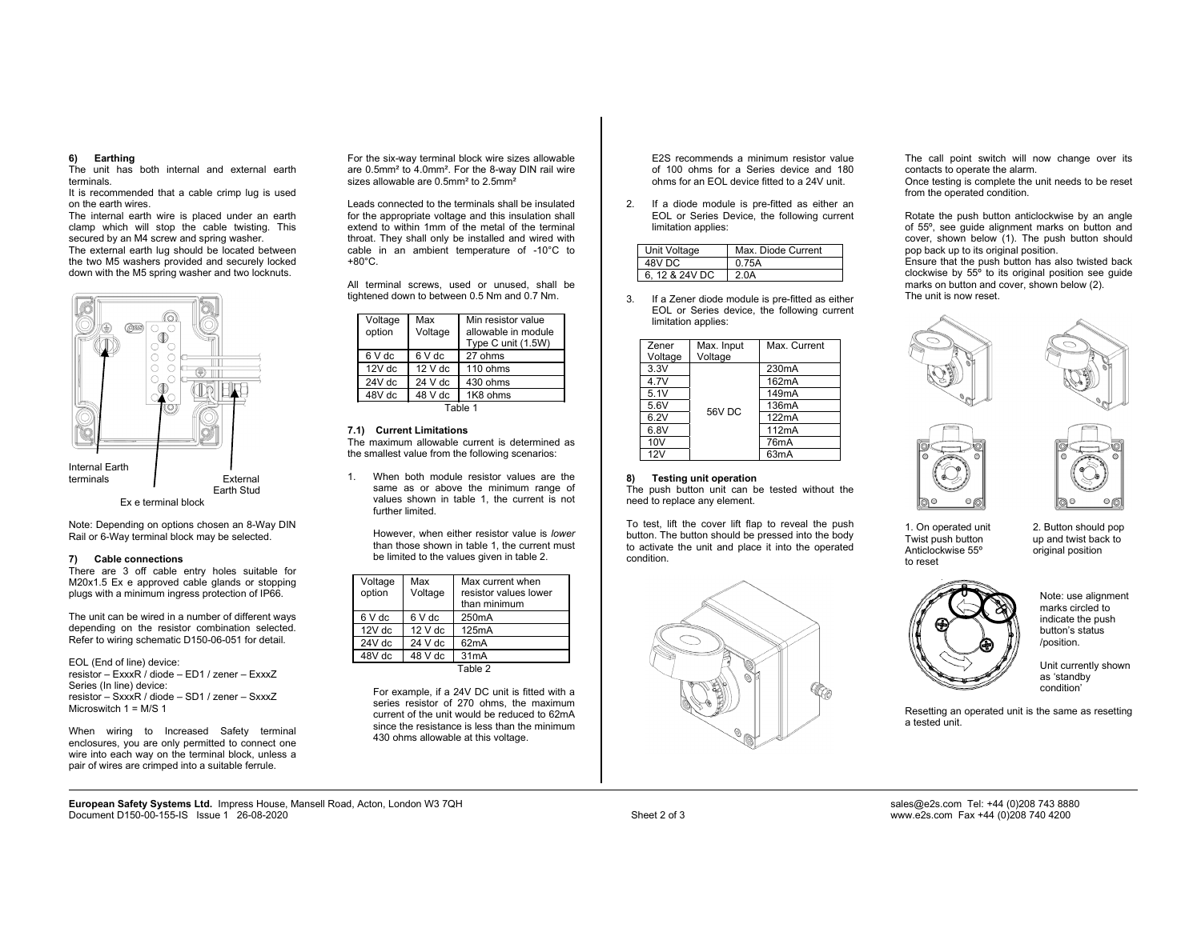## 6) Earthing

The unit has both internal and external earth terminals.

It is recommended that a cable crimp lug is used on the earth wires.

The internal earth wire is placed under an earth clamp which will stop the cable twisting. This secured by an M4 screw and spring washer.

The external earth lug should be located between the two M5 washers provided and securely locked down with the M5 spring washer and two locknuts.

Internal Earth terminals

External Earth Stud

Ex e terminal block

Note: Depending on options chosen an 8-Way DIN Rail or 6-Way terminal block may be selected.

## 7) Cable connections

There are 3 off cable entry holes suitable for M20x1.5 Ex e approved cable glands or stopping plugs with a minimum ingress protection of IP66.

The unit can be wired in a number of different ways depending on the resistor combination selected. Refer to wiring schematic D150-06-051 for detail.

EOL (End of line) device:
resistor – ExxxR / diode – ED1 / zener – ExxxZ
Series (In line) device:
resistor – SxxxR / diode – SD1 / zener – SxxxZ
Microswitch 1 = M/S 1

When wiring to Increased Safety terminal enclosures, you are only permitted to connect one wire into each way on the terminal block, unless a pair of wires are crimped into a suitable ferrule.

For the six-way terminal block wire sizes allowable are 0.5mm² to 4.0mm². For the 8-way DIN rail wire sizes allowable are 0.5mm² to 2.5mm²

Leads connected to the terminals shall be insulated for the appropriate voltage and this insulation shall extend to within 1mm of the metal of the terminal throat. They shall only be installed and wired with cable in an ambient temperature of -10°C to +80°C.

All terminal screws, used or unused, shall be tightened down to between 0.5 Nm and 0.7 Nm.

| Voltage option | Max Voltage | Min resistor value allowable in module Type C unit (1.5W) |
|---|---|---|
| 6 V dc | 6 V dc | 27 ohms |
| 12V dc | 12 V dc | 110 ohms |
| 24V dc | 24 V dc | 430 ohms |
| 48V dc | 48 V dc | 1K8 ohms |

Table 1

### 7.1) Current Limitations

The maximum allowable current is determined as the smallest value from the following scenarios:

1. When both module resistor values are the same as or above the minimum range of values shown in table 1, the current is not further limited.

   However, when either resistor value is *lower* than those shown in table 1, the current must be limited to the values given in table 2.

| Voltage option | Max Voltage | Max current when resistor values lower than minimum |
|---|---|---|
| 6 V dc | 6 V dc | 250mA |
| 12V dc | 12 V dc | 125mA |
| 24V dc | 24 V dc | 62mA |
| 48V dc | 48 V dc | 31mA |

Table 2

   For example, if a 24V DC unit is fitted with a series resistor of 270 ohms, the maximum current of the unit would be reduced to 62mA since the resistance is less than the minimum 430 ohms allowable at this voltage.

   E2S recommends a minimum resistor value of 100 ohms for a Series device and 180 ohms for an EOL device fitted to a 24V unit.

2. If a diode module is pre-fitted as either an EOL or Series Device, the following current limitation applies:

| Unit Voltage | Max. Diode Current |
|---|---|
| 48V DC | 0.75A |
| 6, 12 & 24V DC | 2.0A |

3. If a Zener diode module is pre-fitted as either EOL or Series device, the following current limitation applies:

| Zener Voltage | Max. Input Voltage | Max. Current |
|---|---|---|
| 3.3V | 56V DC | 230mA |
| 4.7V | | 162mA |
| 5.1V | | 149mA |
| 5.6V | | 136mA |
| 6.2V | | 122mA |
| 6.8V | | 112mA |
| 10V | | 76mA |
| 12V | | 63mA |

## 8) Testing unit operation

The push button unit can be tested without the need to replace any element.

To test, lift the cover lift flap to reveal the push button. The button should be pressed into the body to activate the unit and place it into the operated condition.

The call point switch will now change over its contacts to operate the alarm.

Once testing is complete the unit needs to be reset from the operated condition.

Rotate the push button anticlockwise by an angle of 55º, see guide alignment marks on button and cover, shown below (1). The push button should pop back up to its original position.

Ensure that the push button has also twisted back clockwise by 55º to its original position see guide marks on button and cover, shown below (2).

The unit is now reset.

1. On operated unit Twist push button Anticlockwise 55º to reset

2. Button should pop up and twist back to original position

Note: use alignment marks circled to indicate the push button's status /position.

Unit currently shown as 'standby condition'

Resetting an operated unit is the same as resetting a tested unit.

**European Safety Systems Ltd.** Impress House, Mansell Road, Acton, London W3 7QH
Document D150-00-155-IS Issue 1 26-08-2020

sales@e2s.com Tel: +44 (0)208 743 8880
www.e2s.com Fax +44 (0)208 740 4200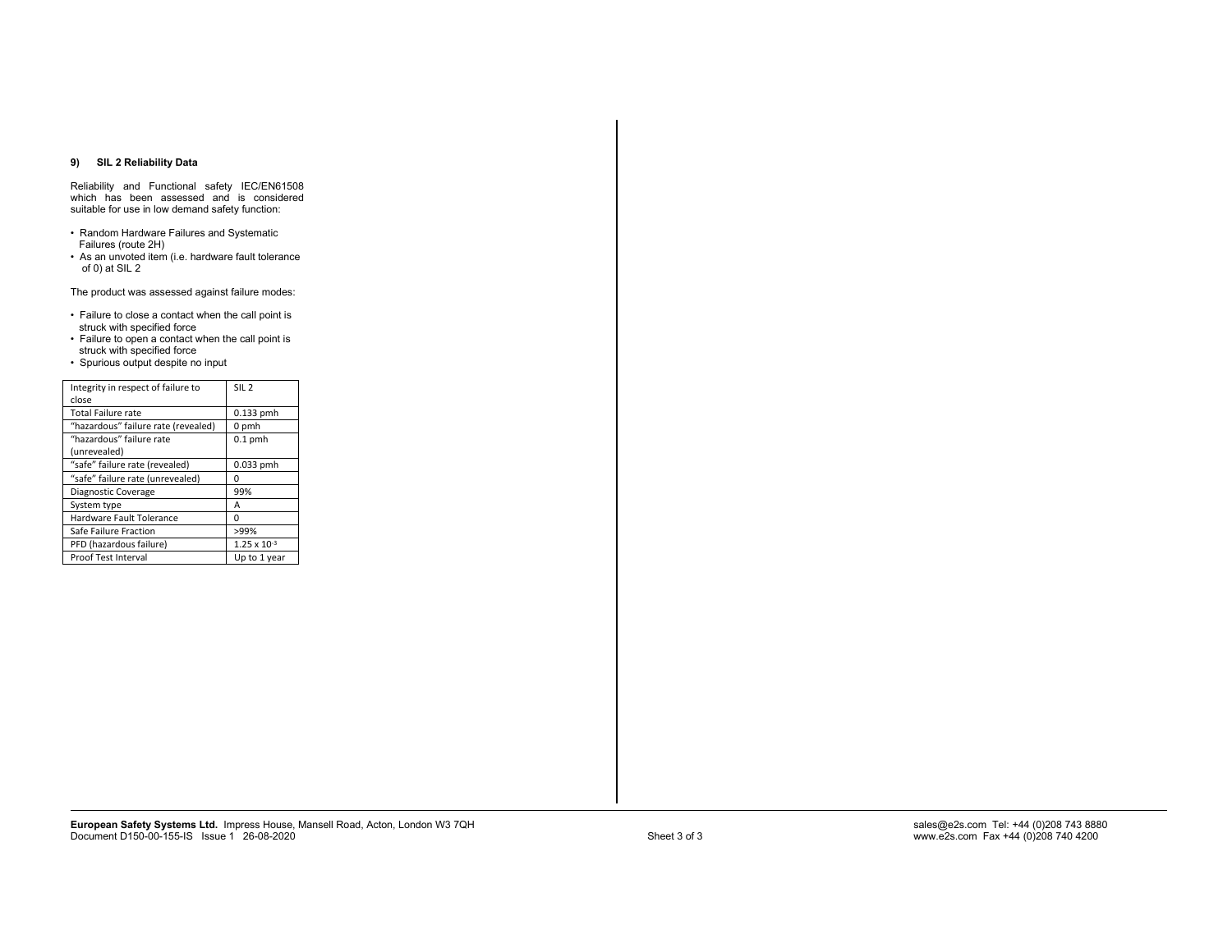### 9) SIL 2 Reliability Data

Reliability and Functional safety IEC/EN61508 which has been assessed and is considered suitable for use in low demand safety function:

- Random Hardware Failures and Systematic Failures (route 2H)
- As an unvoted item (i.e. hardware fault tolerance of 0) at SIL 2

The product was assessed against failure modes:

- Failure to close a contact when the call point is struck with specified force
- Failure to open a contact when the call point is struck with specified force
- Spurious output despite no input

| | |
|---|---|
| Integrity in respect of failure to close | SIL 2 |
| Total Failure rate | 0.133 pmh |
| "hazardous" failure rate (revealed) | 0 pmh |
| "hazardous" failure rate (unrevealed) | 0.1 pmh |
| "safe" failure rate (revealed) | 0.033 pmh |
| "safe" failure rate (unrevealed) | 0 |
| Diagnostic Coverage | 99% |
| System type | A |
| Hardware Fault Tolerance | 0 |
| Safe Failure Fraction | >99% |
| PFD (hazardous failure) | $1.25 \times 10^{-3}$ |
| Proof Test Interval | Up to 1 year |